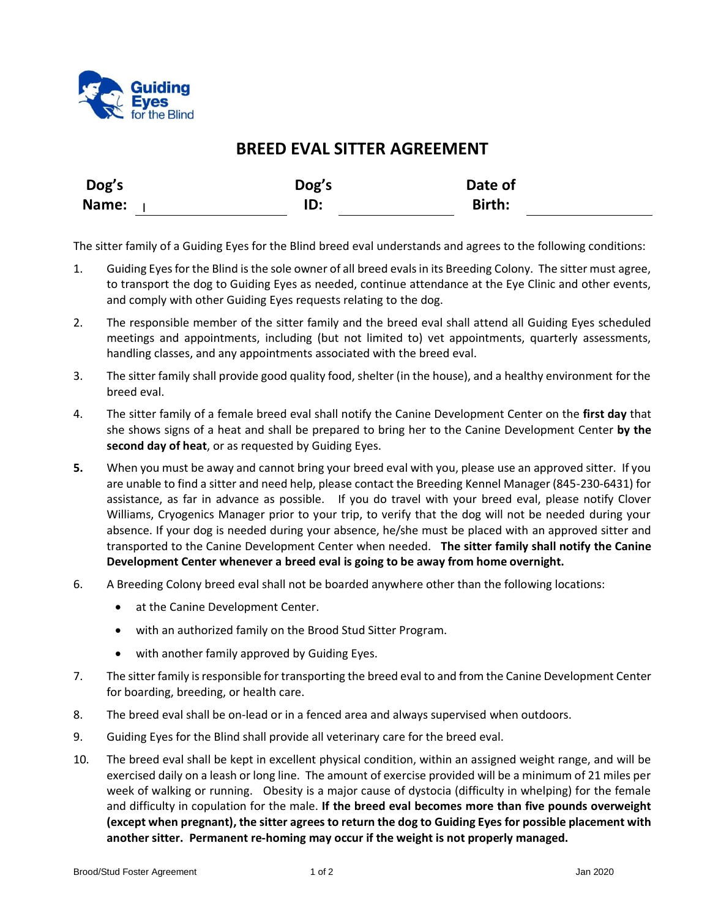Guiding Eyes for the Blind

# BREED EVAL SITTER AGREEMENT

| Dog's Name: | | Dog's ID: | | Date of Birth: | |
|---|---|---|---|---|---|

The sitter family of a Guiding Eyes for the Blind breed eval understands and agrees to the following conditions:

1. Guiding Eyes for the Blind is the sole owner of all breed evals in its Breeding Colony. The sitter must agree, to transport the dog to Guiding Eyes as needed, continue attendance at the Eye Clinic and other events, and comply with other Guiding Eyes requests relating to the dog.
2. The responsible member of the sitter family and the breed eval shall attend all Guiding Eyes scheduled meetings and appointments, including (but not limited to) vet appointments, quarterly assessments, handling classes, and any appointments associated with the breed eval.
3. The sitter family shall provide good quality food, shelter (in the house), and a healthy environment for the breed eval.
4. The sitter family of a female breed eval shall notify the Canine Development Center on the **first day** that she shows signs of a heat and shall be prepared to bring her to the Canine Development Center **by the second day of heat**, or as requested by Guiding Eyes.
5. When you must be away and cannot bring your breed eval with you, please use an approved sitter. If you are unable to find a sitter and need help, please contact the Breeding Kennel Manager (845-230-6431) for assistance, as far in advance as possible. If you do travel with your breed eval, please notify Clover Williams, Cryogenics Manager prior to your trip, to verify that the dog will not be needed during your absence. If your dog is needed during your absence, he/she must be placed with an approved sitter and transported to the Canine Development Center when needed. **The sitter family shall notify the Canine Development Center whenever a breed eval is going to be away from home overnight.**
6. A Breeding Colony breed eval shall not be boarded anywhere other than the following locations:
   - at the Canine Development Center.
   - with an authorized family on the Brood Stud Sitter Program.
   - with another family approved by Guiding Eyes.
7. The sitter family is responsible for transporting the breed eval to and from the Canine Development Center for boarding, breeding, or health care.
8. The breed eval shall be on-lead or in a fenced area and always supervised when outdoors.
9. Guiding Eyes for the Blind shall provide all veterinary care for the breed eval.
10. The breed eval shall be kept in excellent physical condition, within an assigned weight range, and will be exercised daily on a leash or long line. The amount of exercise provided will be a minimum of 21 miles per week of walking or running. Obesity is a major cause of dystocia (difficulty in whelping) for the female and difficulty in copulation for the male. **If the breed eval becomes more than five pounds overweight (except when pregnant), the sitter agrees to return the dog to Guiding Eyes for possible placement with another sitter. Permanent re-homing may occur if the weight is not properly managed.**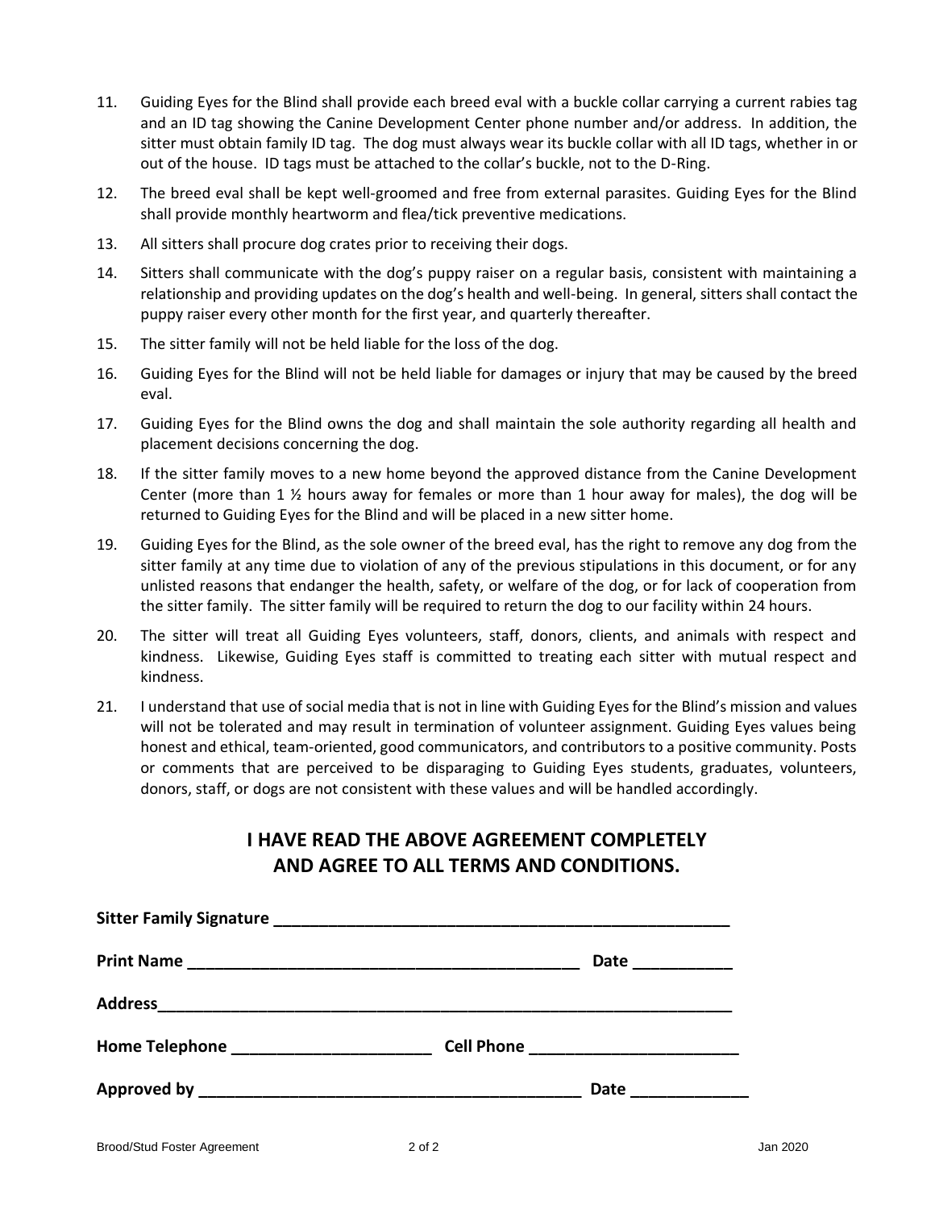11. Guiding Eyes for the Blind shall provide each breed eval with a buckle collar carrying a current rabies tag and an ID tag showing the Canine Development Center phone number and/or address. In addition, the sitter must obtain family ID tag. The dog must always wear its buckle collar with all ID tags, whether in or out of the house. ID tags must be attached to the collar's buckle, not to the D-Ring.
12. The breed eval shall be kept well-groomed and free from external parasites. Guiding Eyes for the Blind shall provide monthly heartworm and flea/tick preventive medications.
13. All sitters shall procure dog crates prior to receiving their dogs.
14. Sitters shall communicate with the dog's puppy raiser on a regular basis, consistent with maintaining a relationship and providing updates on the dog's health and well-being. In general, sitters shall contact the puppy raiser every other month for the first year, and quarterly thereafter.
15. The sitter family will not be held liable for the loss of the dog.
16. Guiding Eyes for the Blind will not be held liable for damages or injury that may be caused by the breed eval.
17. Guiding Eyes for the Blind owns the dog and shall maintain the sole authority regarding all health and placement decisions concerning the dog.
18. If the sitter family moves to a new home beyond the approved distance from the Canine Development Center (more than 1 ½ hours away for females or more than 1 hour away for males), the dog will be returned to Guiding Eyes for the Blind and will be placed in a new sitter home.
19. Guiding Eyes for the Blind, as the sole owner of the breed eval, has the right to remove any dog from the sitter family at any time due to violation of any of the previous stipulations in this document, or for any unlisted reasons that endanger the health, safety, or welfare of the dog, or for lack of cooperation from the sitter family. The sitter family will be required to return the dog to our facility within 24 hours.
20. The sitter will treat all Guiding Eyes volunteers, staff, donors, clients, and animals with respect and kindness. Likewise, Guiding Eyes staff is committed to treating each sitter with mutual respect and kindness.
21. I understand that use of social media that is not in line with Guiding Eyes for the Blind's mission and values will not be tolerated and may result in termination of volunteer assignment. Guiding Eyes values being honest and ethical, team-oriented, good communicators, and contributors to a positive community. Posts or comments that are perceived to be disparaging to Guiding Eyes students, graduates, volunteers, donors, staff, or dogs are not consistent with these values and will be handled accordingly.

## I HAVE READ THE ABOVE AGREEMENT COMPLETELY AND AGREE TO ALL TERMS AND CONDITIONS.

**Sitter Family Signature** ____________________________________________________

**Print Name** ____________________________________________ **Date** ___________

**Address**_________________________________________________________________

**Home Telephone** ______________________ **Cell Phone** _______________________

**Approved by** ___________________________________________ **Date** _____________